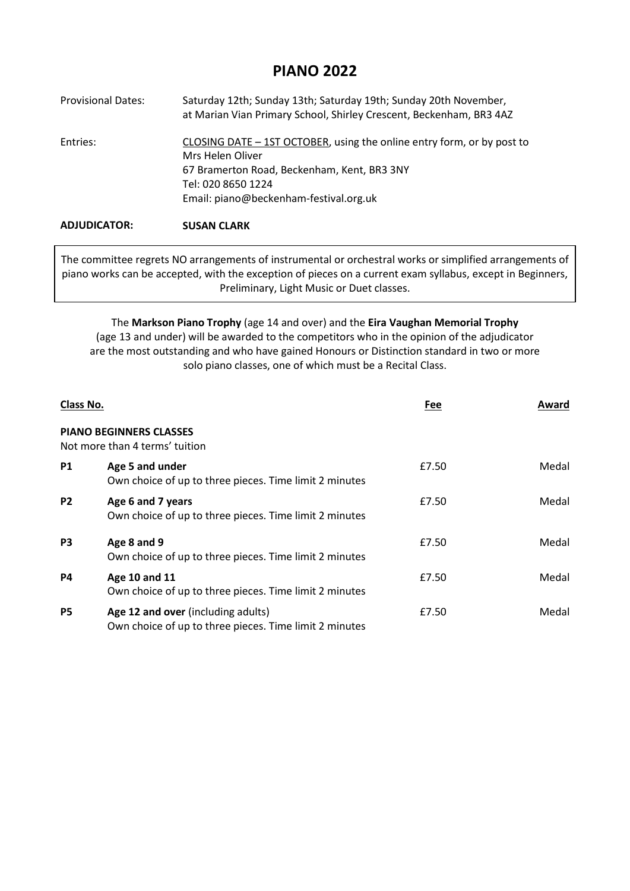# PIANO 2022

Provisional Dates: Saturday 12th; Sunday 13th; Saturday 19th; Sunday 20th November, at Marian Vian Primary School, Shirley Crescent, Beckenham, BR3 4AZ

Entries: CLOSING DATE – 1ST OCTOBER, using the online entry form, or by post to
Mrs Helen Oliver
67 Bramerton Road, Beckenham, Kent, BR3 3NY
Tel: 020 8650 1224
Email: piano@beckenham-festival.org.uk

**ADJUDICATOR: SUSAN CLARK**

The committee regrets NO arrangements of instrumental or orchestral works or simplified arrangements of piano works can be accepted, with the exception of pieces on a current exam syllabus, except in Beginners, Preliminary, Light Music or Duet classes.

The **Markson Piano Trophy** (age 14 and over) and the **Eira Vaughan Memorial Trophy** (age 13 and under) will be awarded to the competitors who in the opinion of the adjudicator are the most outstanding and who have gained Honours or Distinction standard in two or more solo piano classes, one of which must be a Recital Class.

| Class No. | | Fee | Award |
|---|---|---|---|
| | **PIANO BEGINNERS CLASSES**<br>Not more than 4 terms' tuition | | |
| **P1** | **Age 5 and under**<br>Own choice of up to three pieces. Time limit 2 minutes | £7.50 | Medal |
| **P2** | **Age 6 and 7 years**<br>Own choice of up to three pieces. Time limit 2 minutes | £7.50 | Medal |
| **P3** | **Age 8 and 9**<br>Own choice of up to three pieces. Time limit 2 minutes | £7.50 | Medal |
| **P4** | **Age 10 and 11**<br>Own choice of up to three pieces. Time limit 2 minutes | £7.50 | Medal |
| **P5** | **Age 12 and over** (including adults)<br>Own choice of up to three pieces. Time limit 2 minutes | £7.50 | Medal |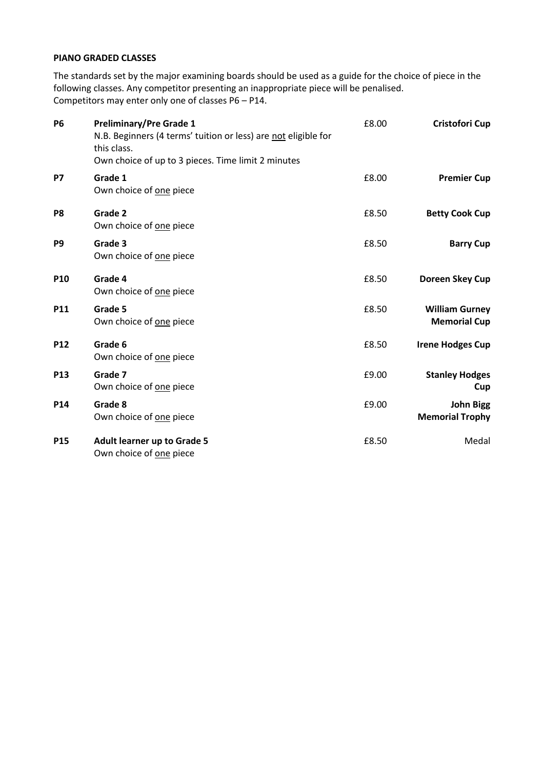**PIANO GRADED CLASSES**

The standards set by the major examining boards should be used as a guide for the choice of piece in the following classes. Any competitor presenting an inappropriate piece will be penalised.
Competitors may enter only one of classes P6 – P14.

| | | | |
|---|---|---|---|
| **P6** | **Preliminary/Pre Grade 1**<br>N.B. Beginners (4 terms' tuition or less) are not eligible for this class.<br>Own choice of up to 3 pieces. Time limit 2 minutes | £8.00 | **Cristofori Cup** |
| **P7** | **Grade 1**<br>Own choice of one piece | £8.00 | **Premier Cup** |
| **P8** | **Grade 2**<br>Own choice of one piece | £8.50 | **Betty Cook Cup** |
| **P9** | **Grade 3**<br>Own choice of one piece | £8.50 | **Barry Cup** |
| **P10** | **Grade 4**<br>Own choice of one piece | £8.50 | **Doreen Skey Cup** |
| **P11** | **Grade 5**<br>Own choice of one piece | £8.50 | **William Gurney Memorial Cup** |
| **P12** | **Grade 6**<br>Own choice of one piece | £8.50 | **Irene Hodges Cup** |
| **P13** | **Grade 7**<br>Own choice of one piece | £9.00 | **Stanley Hodges Cup** |
| **P14** | **Grade 8**<br>Own choice of one piece | £9.00 | **John Bigg Memorial Trophy** |
| **P15** | **Adult learner up to Grade 5**<br>Own choice of one piece | £8.50 | Medal |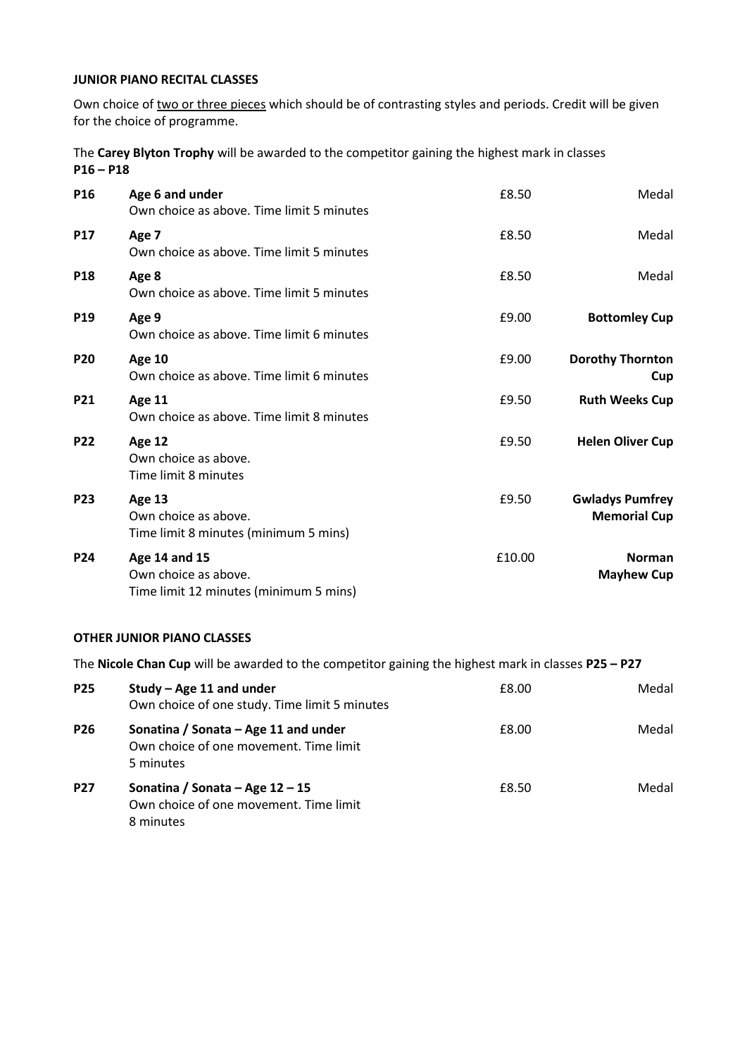### JUNIOR PIANO RECITAL CLASSES

Own choice of <u>two or three pieces</u> which should be of contrasting styles and periods. Credit will be given for the choice of programme.

The **Carey Blyton Trophy** will be awarded to the competitor gaining the highest mark in classes **P16 – P18**

| | | | |
|---|---|---|---|
| **P16** | **Age 6 and under**<br>Own choice as above. Time limit 5 minutes | £8.50 | Medal |
| **P17** | **Age 7**<br>Own choice as above. Time limit 5 minutes | £8.50 | Medal |
| **P18** | **Age 8**<br>Own choice as above. Time limit 5 minutes | £8.50 | Medal |
| **P19** | **Age 9**<br>Own choice as above. Time limit 6 minutes | £9.00 | **Bottomley Cup** |
| **P20** | **Age 10**<br>Own choice as above. Time limit 6 minutes | £9.00 | **Dorothy Thornton Cup** |
| **P21** | **Age 11**<br>Own choice as above. Time limit 8 minutes | £9.50 | **Ruth Weeks Cup** |
| **P22** | **Age 12**<br>Own choice as above.<br>Time limit 8 minutes | £9.50 | **Helen Oliver Cup** |
| **P23** | **Age 13**<br>Own choice as above.<br>Time limit 8 minutes (minimum 5 mins) | £9.50 | **Gwladys Pumfrey Memorial Cup** |
| **P24** | **Age 14 and 15**<br>Own choice as above.<br>Time limit 12 minutes (minimum 5 mins) | £10.00 | **Norman Mayhew Cup** |

### OTHER JUNIOR PIANO CLASSES

The **Nicole Chan Cup** will be awarded to the competitor gaining the highest mark in classes **P25 – P27**

| | | | |
|---|---|---|---|
| **P25** | **Study – Age 11 and under**<br>Own choice of one study. Time limit 5 minutes | £8.00 | Medal |
| **P26** | **Sonatina / Sonata – Age 11 and under**<br>Own choice of one movement. Time limit 5 minutes | £8.00 | Medal |
| **P27** | **Sonatina / Sonata – Age 12 – 15**<br>Own choice of one movement. Time limit 8 minutes | £8.50 | Medal |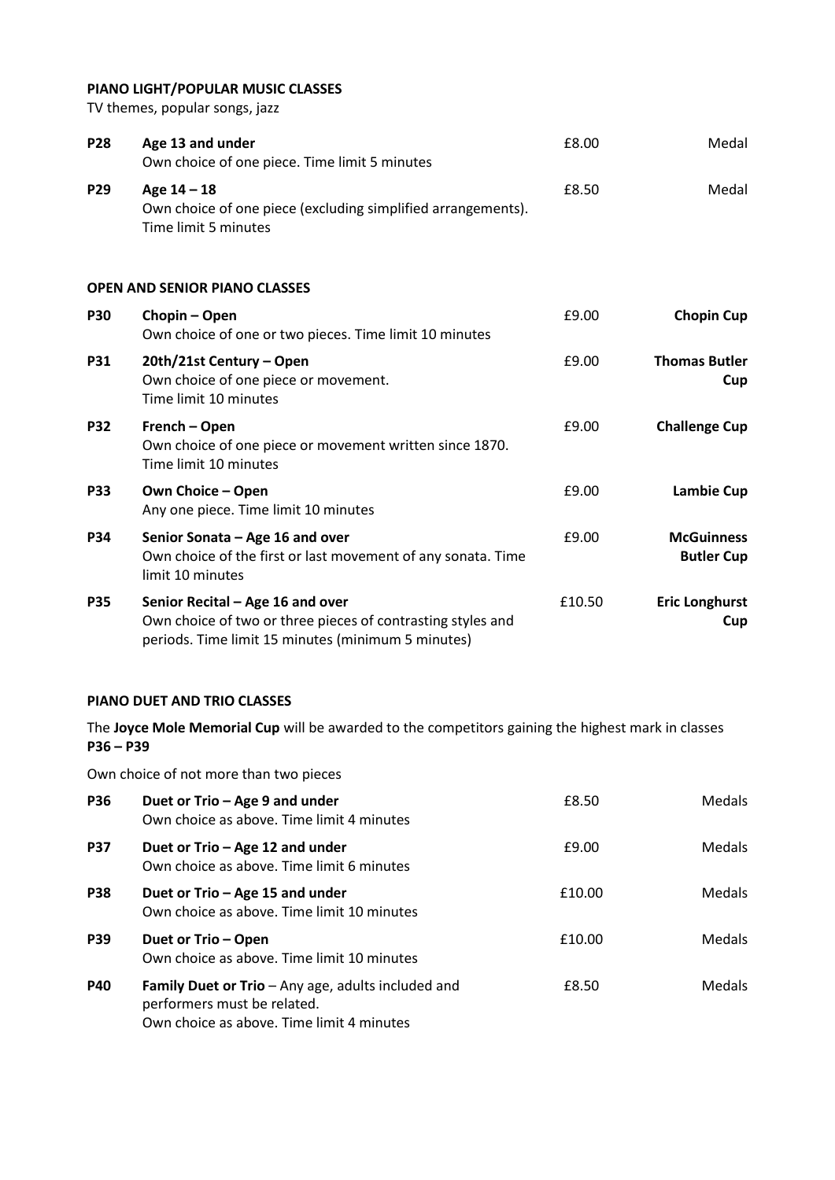## PIANO LIGHT/POPULAR MUSIC CLASSES

TV themes, popular songs, jazz

| | | | |
|---|---|---|---|
| **P28** | **Age 13 and under**<br>Own choice of one piece. Time limit 5 minutes | £8.00 | Medal |
| **P29** | **Age 14 – 18**<br>Own choice of one piece (excluding simplified arrangements). Time limit 5 minutes | £8.50 | Medal |

## OPEN AND SENIOR PIANO CLASSES

| | | | |
|---|---|---|---|
| **P30** | **Chopin – Open**<br>Own choice of one or two pieces. Time limit 10 minutes | £9.00 | **Chopin Cup** |
| **P31** | **20th/21st Century – Open**<br>Own choice of one piece or movement. Time limit 10 minutes | £9.00 | **Thomas Butler Cup** |
| **P32** | **French – Open**<br>Own choice of one piece or movement written since 1870. Time limit 10 minutes | £9.00 | **Challenge Cup** |
| **P33** | **Own Choice – Open**<br>Any one piece. Time limit 10 minutes | £9.00 | **Lambie Cup** |
| **P34** | **Senior Sonata – Age 16 and over**<br>Own choice of the first or last movement of any sonata. Time limit 10 minutes | £9.00 | **McGuinness Butler Cup** |
| **P35** | **Senior Recital – Age 16 and over**<br>Own choice of two or three pieces of contrasting styles and periods. Time limit 15 minutes (minimum 5 minutes) | £10.50 | **Eric Longhurst Cup** |

## PIANO DUET AND TRIO CLASSES

The **Joyce Mole Memorial Cup** will be awarded to the competitors gaining the highest mark in classes **P36 – P39**

Own choice of not more than two pieces

| | | | |
|---|---|---|---|
| **P36** | **Duet or Trio – Age 9 and under**<br>Own choice as above. Time limit 4 minutes | £8.50 | Medals |
| **P37** | **Duet or Trio – Age 12 and under**<br>Own choice as above. Time limit 6 minutes | £9.00 | Medals |
| **P38** | **Duet or Trio – Age 15 and under**<br>Own choice as above. Time limit 10 minutes | £10.00 | Medals |
| **P39** | **Duet or Trio – Open**<br>Own choice as above. Time limit 10 minutes | £10.00 | Medals |
| **P40** | **Family Duet or Trio** – Any age, adults included and performers must be related.<br>Own choice as above. Time limit 4 minutes | £8.50 | Medals |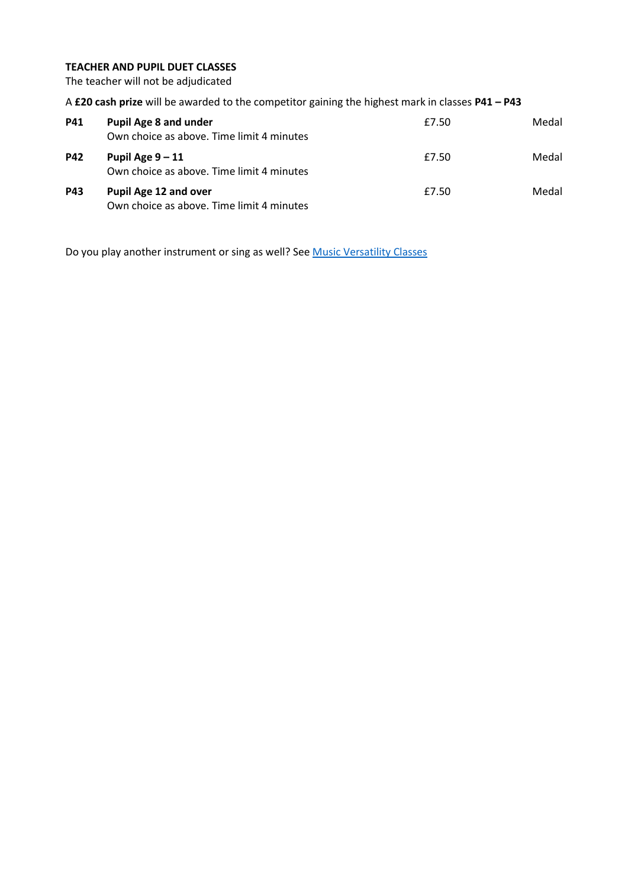**TEACHER AND PUPIL DUET CLASSES**

The teacher will not be adjudicated

A **£20 cash prize** will be awarded to the competitor gaining the highest mark in classes **P41 – P43**

| | | | |
|---|---|---|---|
| **P41** | **Pupil Age 8 and under**<br>Own choice as above. Time limit 4 minutes | £7.50 | Medal |
| **P42** | **Pupil Age 9 – 11**<br>Own choice as above. Time limit 4 minutes | £7.50 | Medal |
| **P43** | **Pupil Age 12 and over**<br>Own choice as above. Time limit 4 minutes | £7.50 | Medal |

Do you play another instrument or sing as well? See Music Versatility Classes